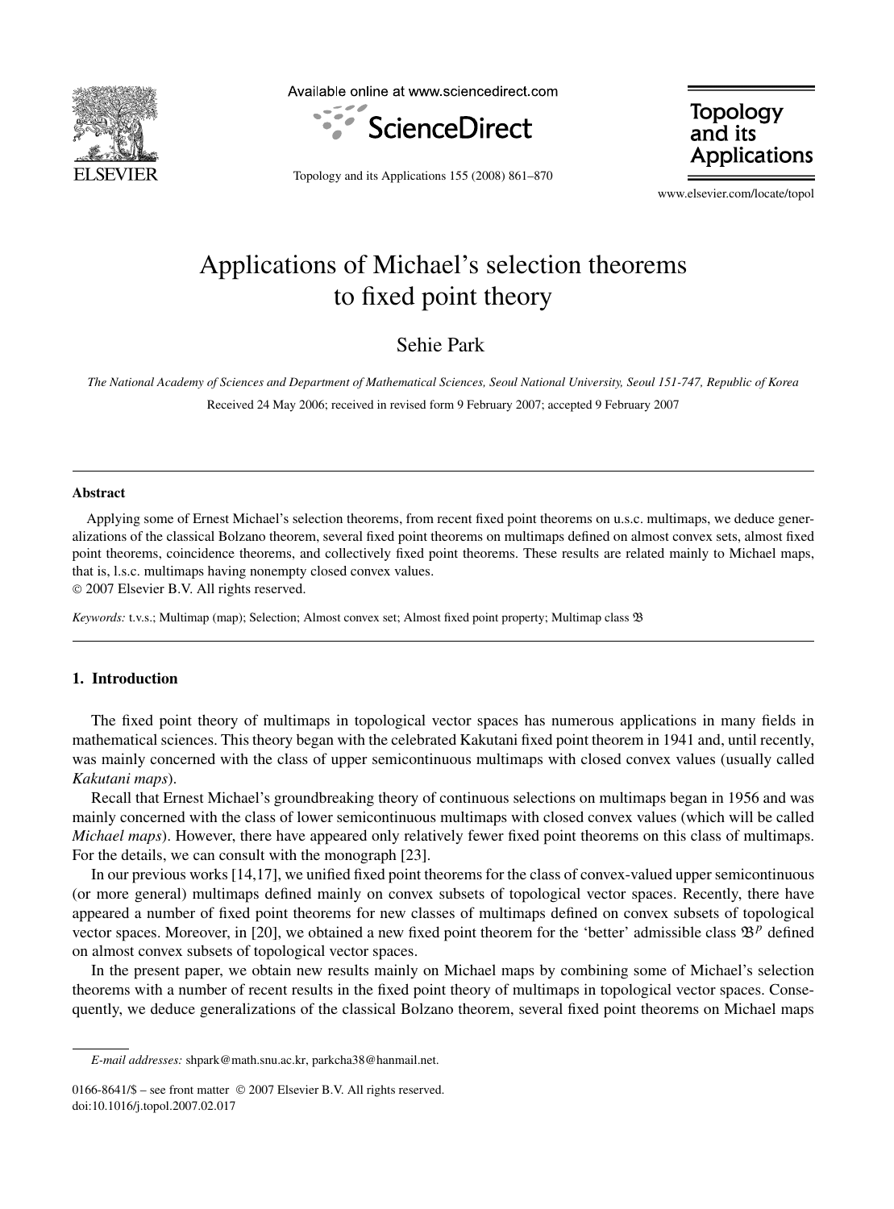# Applications of Michael's selection theorems to fixed point theory

Sehie Park

*The National Academy of Sciences and Department of Mathematical Sciences, Seoul National University, Seoul 151-747, Republic of Korea*

Received 24 May 2006; received in revised form 9 February 2007; accepted 9 February 2007

---

**Abstract**

Applying some of Ernest Michael's selection theorems, from recent fixed point theorems on u.s.c. multimaps, we deduce generalizations of the classical Bolzano theorem, several fixed point theorems on multimaps defined on almost convex sets, almost fixed point theorems, coincidence theorems, and collectively fixed point theorems. These results are related mainly to Michael maps, that is, l.s.c. multimaps having nonempty closed convex values.

© 2007 Elsevier B.V. All rights reserved.

*Keywords:* t.v.s.; Multimap (map); Selection; Almost convex set; Almost fixed point property; Multimap class $\mathfrak{B}$

---

## 1. Introduction

The fixed point theory of multimaps in topological vector spaces has numerous applications in many fields in mathematical sciences. This theory began with the celebrated Kakutani fixed point theorem in 1941 and, until recently, was mainly concerned with the class of upper semicontinuous multimaps with closed convex values (usually called *Kakutani maps*).

Recall that Ernest Michael's groundbreaking theory of continuous selections on multimaps began in 1956 and was mainly concerned with the class of lower semicontinuous multimaps with closed convex values (which will be called *Michael maps*). However, there have appeared only relatively fewer fixed point theorems on this class of multimaps. For the details, we can consult with the monograph [23].

In our previous works [14,17], we unified fixed point theorems for the class of convex-valued upper semicontinuous (or more general) multimaps defined mainly on convex subsets of topological vector spaces. Recently, there have appeared a number of fixed point theorems for new classes of multimaps defined on convex subsets of topological vector spaces. Moreover, in [20], we obtained a new fixed point theorem for the 'better' admissible class $\mathfrak{B}^p$ defined on almost convex subsets of topological vector spaces.

In the present paper, we obtain new results mainly on Michael maps by combining some of Michael's selection theorems with a number of recent results in the fixed point theory of multimaps in topological vector spaces. Consequently, we deduce generalizations of the classical Bolzano theorem, several fixed point theorems on Michael maps

---

*E-mail addresses:* shpark@math.snu.ac.kr, parkcha38@hanmail.net.

0166-8641/$ – see front matter © 2007 Elsevier B.V. All rights reserved.
doi:10.1016/j.topol.2007.02.017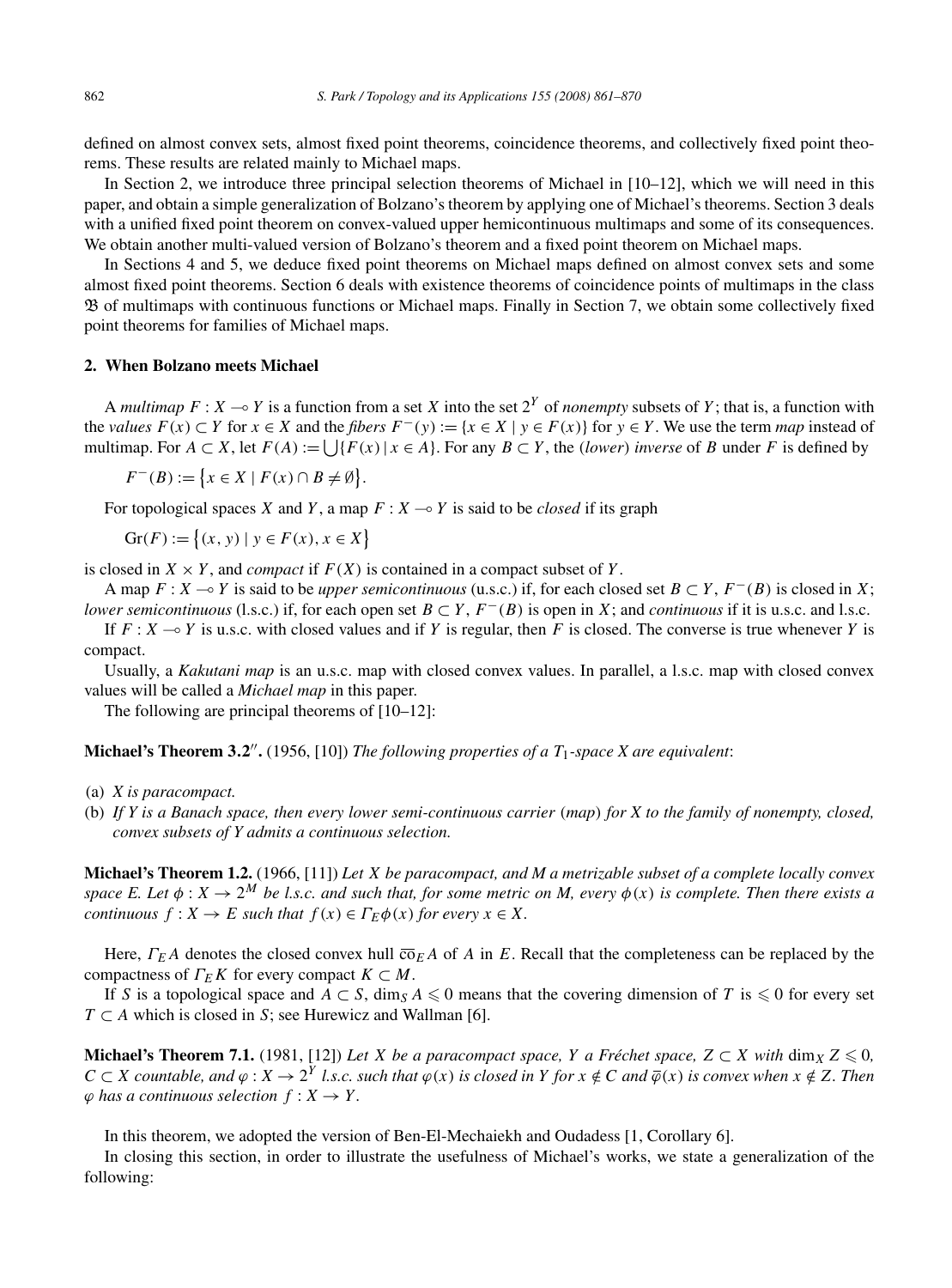defined on almost convex sets, almost fixed point theorems, coincidence theorems, and collectively fixed point theorems. These results are related mainly to Michael maps.

In Section 2, we introduce three principal selection theorems of Michael in [10–12], which we will need in this paper, and obtain a simple generalization of Bolzano's theorem by applying one of Michael's theorems. Section 3 deals with a unified fixed point theorem on convex-valued upper hemicontinuous multimaps and some of its consequences. We obtain another multi-valued version of Bolzano's theorem and a fixed point theorem on Michael maps.

In Sections 4 and 5, we deduce fixed point theorems on Michael maps defined on almost convex sets and some almost fixed point theorems. Section 6 deals with existence theorems of coincidence points of multimaps in the class $\mathfrak{B}$ of multimaps with continuous functions or Michael maps. Finally in Section 7, we obtain some collectively fixed point theorems for families of Michael maps.

## 2. When Bolzano meets Michael

A *multimap* $F : X \multimap Y$ is a function from a set $X$ into the set $2^Y$ of *nonempty* subsets of $Y$; that is, a function with the *values* $F(x) \subset Y$ for $x \in X$ and the *fibers* $F^-(y) := \{x \in X \mid y \in F(x)\}$ for $y \in Y$. We use the term *map* instead of multimap. For $A \subset X$, let $F(A) := \bigcup\{F(x) \mid x \in A\}$. For any $B \subset Y$, the (*lower*) *inverse* of $B$ under $F$ is defined by

$$F^-(B) := \{x \in X \mid F(x) \cap B \neq \emptyset\}.$$

For topological spaces $X$ and $Y$, a map $F : X \multimap Y$ is said to be *closed* if its graph

$$\mathrm{Gr}(F) := \{(x, y) \mid y \in F(x), x \in X\}$$

is closed in $X \times Y$, and *compact* if $F(X)$ is contained in a compact subset of $Y$.

A map $F : X \multimap Y$ is said to be *upper semicontinuous* (u.s.c.) if, for each closed set $B \subset Y$, $F^-(B)$ is closed in $X$; *lower semicontinuous* (l.s.c.) if, for each open set $B \subset Y$, $F^-(B)$ is open in $X$; and *continuous* if it is u.s.c. and l.s.c.

If $F : X \multimap Y$ is u.s.c. with closed values and if $Y$ is regular, then $F$ is closed. The converse is true whenever $Y$ is compact.

Usually, a *Kakutani map* is an u.s.c. map with closed convex values. In parallel, a l.s.c. map with closed convex values will be called a *Michael map* in this paper.

The following are principal theorems of [10–12]:

**Michael's Theorem 3.2″.** (1956, [10]) *The following properties of a $T_1$-space $X$ are equivalent*:

(a) *$X$ is paracompact.*
(b) *If $Y$ is a Banach space, then every lower semi-continuous carrier* (*map*) *for $X$ to the family of nonempty, closed, convex subsets of $Y$ admits a continuous selection.*

**Michael's Theorem 1.2.** (1966, [11]) *Let $X$ be paracompact, and $M$ a metrizable subset of a complete locally convex space $E$. Let $\phi : X \to 2^M$ be l.s.c. and such that, for some metric on $M$, every $\phi(x)$ is complete. Then there exists a continuous $f : X \to E$ such that $f(x) \in \Gamma_E \phi(x)$ for every $x \in X$.*

Here, $\Gamma_E A$ denotes the closed convex hull $\overline{\mathrm{co}}_E A$ of $A$ in $E$. Recall that the completeness can be replaced by the compactness of $\Gamma_E K$ for every compact $K \subset M$.

If $S$ is a topological space and $A \subset S$, $\dim_S A \leqslant 0$ means that the covering dimension of $T$ is $\leqslant 0$ for every set $T \subset A$ which is closed in $S$; see Hurewicz and Wallman [6].

**Michael's Theorem 7.1.** (1981, [12]) *Let $X$ be a paracompact space, $Y$ a Fréchet space, $Z \subset X$ with $\dim_X Z \leqslant 0$, $C \subset X$ countable, and $\varphi : X \to 2^Y$ l.s.c. such that $\varphi(x)$ is closed in $Y$ for $x \notin C$ and $\overline{\varphi}(x)$ is convex when $x \notin Z$. Then $\varphi$ has a continuous selection $f : X \to Y$.*

In this theorem, we adopted the version of Ben-El-Mechaiekh and Oudadess [1, Corollary 6].

In closing this section, in order to illustrate the usefulness of Michael's works, we state a generalization of the following: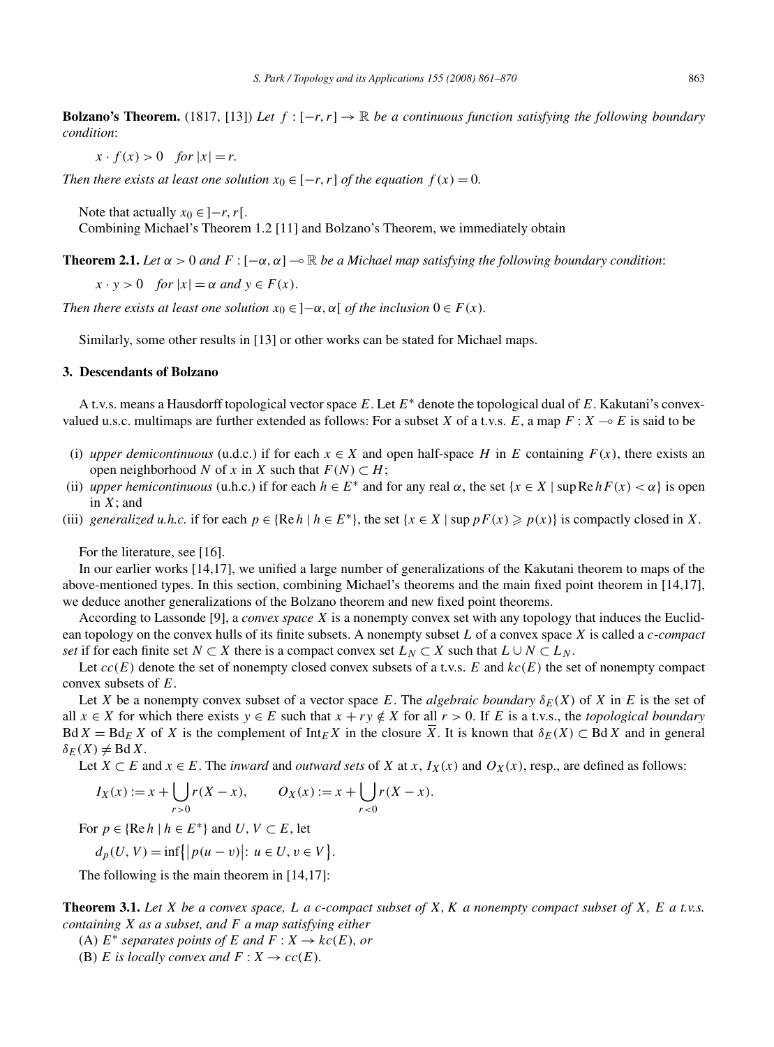**Bolzano's Theorem.** (1817, [13]) *Let $f : [-r, r] \to \mathbb{R}$ be a continuous function satisfying the following boundary condition*:

$$x \cdot f(x) > 0 \quad \text{for } |x| = r.$$

*Then there exists at least one solution $x_0 \in [-r, r]$ of the equation $f(x) = 0$.*

Note that actually $x_0 \in ]-r, r[$.

Combining Michael's Theorem 1.2 [11] and Bolzano's Theorem, we immediately obtain

**Theorem 2.1.** *Let $\alpha > 0$ and $F : [-\alpha, \alpha] \multimap \mathbb{R}$ be a Michael map satisfying the following boundary condition*:

$$x \cdot y > 0 \quad \text{for } |x| = \alpha \text{ and } y \in F(x).$$

*Then there exists at least one solution $x_0 \in ]-\alpha, \alpha[$ of the inclusion $0 \in F(x)$.*

Similarly, some other results in [13] or other works can be stated for Michael maps.

## 3. Descendants of Bolzano

A t.v.s. means a Hausdorff topological vector space $E$. Let $E^*$ denote the topological dual of $E$. Kakutani's convex-valued u.s.c. multimaps are further extended as follows: For a subset $X$ of a t.v.s. $E$, a map $F : X \multimap E$ is said to be

(i) *upper demicontinuous* (u.d.c.) if for each $x \in X$ and open half-space $H$ in $E$ containing $F(x)$, there exists an open neighborhood $N$ of $x$ in $X$ such that $F(N) \subset H$;

(ii) *upper hemicontinuous* (u.h.c.) if for each $h \in E^*$ and for any real $\alpha$, the set $\{x \in X \mid \sup \operatorname{Re} hF(x) < \alpha\}$ is open in $X$; and

(iii) *generalized u.h.c.* if for each $p \in \{\operatorname{Re} h \mid h \in E^*\}$, the set $\{x \in X \mid \sup pF(x) \geqslant p(x)\}$ is compactly closed in $X$.

For the literature, see [16].

In our earlier works [14,17], we unified a large number of generalizations of the Kakutani theorem to maps of the above-mentioned types. In this section, combining Michael's theorems and the main fixed point theorem in [14,17], we deduce another generalizations of the Bolzano theorem and new fixed point theorems.

According to Lassonde [9], a *convex space $X$* is a nonempty convex set with any topology that induces the Euclidean topology on the convex hulls of its finite subsets. A nonempty subset $L$ of a convex space $X$ is called a *c-compact set* if for each finite set $N \subset X$ there is a compact convex set $L_N \subset X$ such that $L \cup N \subset L_N$.

Let $cc(E)$ denote the set of nonempty closed convex subsets of a t.v.s. $E$ and $kc(E)$ the set of nonempty compact convex subsets of $E$.

Let $X$ be a nonempty convex subset of a vector space $E$. The *algebraic boundary* $\delta_E(X)$ of $X$ in $E$ is the set of all $x \in X$ for which there exists $y \in E$ such that $x + ry \notin X$ for all $r > 0$. If $E$ is a t.v.s., the *topological boundary* $\operatorname{Bd} X = \operatorname{Bd}_E X$ of $X$ is the complement of $\operatorname{Int}_E X$ in the closure $\overline{X}$. It is known that $\delta_E(X) \subset \operatorname{Bd} X$ and in general $\delta_E(X) \neq \operatorname{Bd} X$.

Let $X \subset E$ and $x \in E$. The *inward* and *outward sets* of $X$ at $x$, $I_X(x)$ and $O_X(x)$, resp., are defined as follows:

$$I_X(x) := x + \bigcup_{r>0} r(X - x), \qquad O_X(x) := x + \bigcup_{r<0} r(X - x).$$

For $p \in \{\operatorname{Re} h \mid h \in E^*\}$ and $U, V \subset E$, let

$$d_p(U, V) = \inf\{|p(u - v)|: u \in U, v \in V\}.$$

The following is the main theorem in [14,17]:

**Theorem 3.1.** *Let $X$ be a convex space, $L$ a c-compact subset of $X$, $K$ a nonempty compact subset of $X$, $E$ a t.v.s. containing $X$ as a subset, and $F$ a map satisfying either*

(A) *$E^*$ separates points of $E$ and $F : X \to kc(E)$, or*

(B) *$E$ is locally convex and $F : X \to cc(E)$.*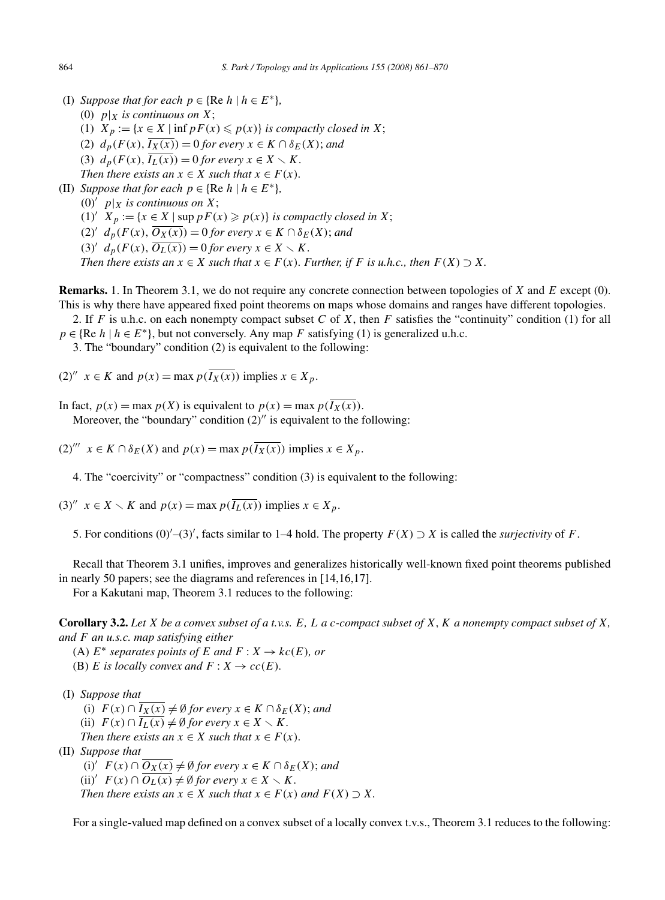(I) *Suppose that for each* $p \in \{\text{Re } h \mid h \in E^*\}$,

  (0) $p|_X$ *is continuous on* $X$;

  (1) $X_p := \{x \in X \mid \inf pF(x) \leqslant p(x)\}$ *is compactly closed in* $X$;

  (2) $d_p(F(x), \overline{I_X(x)}) = 0$ *for every* $x \in K \cap \delta_E(X)$; *and*

  (3) $d_p(F(x), \overline{I_L(x)}) = 0$ *for every* $x \in X \setminus K$.

  *Then there exists an* $x \in X$ *such that* $x \in F(x)$.

(II) *Suppose that for each* $p \in \{\text{Re } h \mid h \in E^*\}$,

  (0)′ $p|_X$ *is continuous on* $X$;

  (1)′ $X_p := \{x \in X \mid \sup pF(x) \geqslant p(x)\}$ *is compactly closed in* $X$;

  (2)′ $d_p(F(x), \overline{O_X(x)}) = 0$ *for every* $x \in K \cap \delta_E(X)$; *and*

  (3)′ $d_p(F(x), \overline{O_L(x)}) = 0$ *for every* $x \in X \setminus K$.

  *Then there exists an* $x \in X$ *such that* $x \in F(x)$. *Further, if* $F$ *is u.h.c., then* $F(X) \supset X$.

**Remarks.** 1. In Theorem 3.1, we do not require any concrete connection between topologies of $X$ and $E$ except (0). This is why there have appeared fixed point theorems on maps whose domains and ranges have different topologies.

2. If $F$ is u.h.c. on each nonempty compact subset $C$ of $X$, then $F$ satisfies the "continuity" condition (1) for all $p \in \{\text{Re } h \mid h \in E^*\}$, but not conversely. Any map $F$ satisfying (1) is generalized u.h.c.

3. The "boundary" condition (2) is equivalent to the following:

(2)″ $x \in K$ and $p(x) = \max p(\overline{I_X(x)})$ implies $x \in X_p$.

In fact, $p(x) = \max p(X)$ is equivalent to $p(x) = \max p(\overline{I_X(x)})$.

Moreover, the "boundary" condition (2)″ is equivalent to the following:

(2)‴ $x \in K \cap \delta_E(X)$ and $p(x) = \max p(\overline{I_X(x)})$ implies $x \in X_p$.

4. The "coercivity" or "compactness" condition (3) is equivalent to the following:

(3)″ $x \in X \setminus K$ and $p(x) = \max p(\overline{I_L(x)})$ implies $x \in X_p$.

5. For conditions (0)′–(3)′, facts similar to 1–4 hold. The property $F(X) \supset X$ is called the *surjectivity* of $F$.

Recall that Theorem 3.1 unifies, improves and generalizes historically well-known fixed point theorems published in nearly 50 papers; see the diagrams and references in [14,16,17].

For a Kakutani map, Theorem 3.1 reduces to the following:

**Corollary 3.2.** *Let* $X$ *be a convex subset of a t.v.s.* $E$, $L$ *a c-compact subset of* $X$, $K$ *a nonempty compact subset of* $X$, *and* $F$ *an u.s.c. map satisfying either*

  (A) $E^*$ *separates points of* $E$ *and* $F : X \to kc(E)$, *or*

  (B) $E$ *is locally convex and* $F : X \to cc(E)$.

(I) *Suppose that*

  (i) $F(x) \cap \overline{I_X(x)} \neq \emptyset$ *for every* $x \in K \cap \delta_E(X)$; *and*

  (ii) $F(x) \cap \overline{I_L(x)} \neq \emptyset$ *for every* $x \in X \setminus K$.

  *Then there exists an* $x \in X$ *such that* $x \in F(x)$.

(II) *Suppose that*

  (i)′ $F(x) \cap \overline{O_X(x)} \neq \emptyset$ *for every* $x \in K \cap \delta_E(X)$; *and*

  (ii)′ $F(x) \cap \overline{O_L(x)} \neq \emptyset$ *for every* $x \in X \setminus K$.

  *Then there exists an* $x \in X$ *such that* $x \in F(x)$ *and* $F(X) \supset X$.

For a single-valued map defined on a convex subset of a locally convex t.v.s., Theorem 3.1 reduces to the following: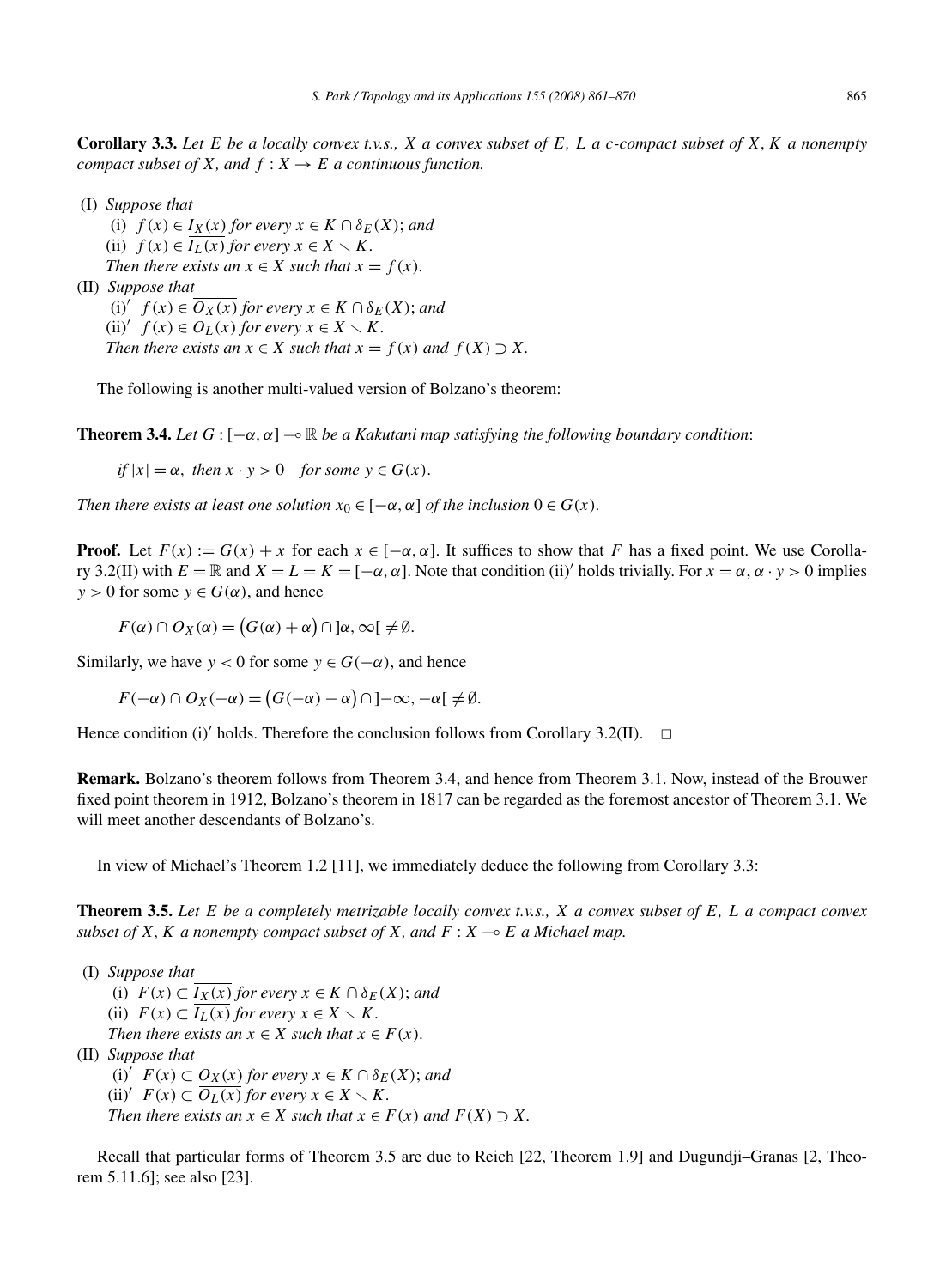**Corollary 3.3.** *Let $E$ be a locally convex t.v.s., $X$ a convex subset of $E$, $L$ a c-compact subset of $X$, $K$ a nonempty compact subset of $X$, and $f : X \to E$ a continuous function.*

(I) *Suppose that*
  (i) $f(x) \in \overline{I_X(x)}$ *for every* $x \in K \cap \delta_E(X)$; *and*
  (ii) $f(x) \in \overline{I_L(x)}$ *for every* $x \in X \setminus K$.
  *Then there exists an* $x \in X$ *such that* $x = f(x)$.

(II) *Suppose that*
  (i)′ $f(x) \in \overline{O_X(x)}$ *for every* $x \in K \cap \delta_E(X)$; *and*
  (ii)′ $f(x) \in \overline{O_L(x)}$ *for every* $x \in X \setminus K$.
  *Then there exists an* $x \in X$ *such that* $x = f(x)$ *and* $f(X) \supset X$.

The following is another multi-valued version of Bolzano's theorem:

**Theorem 3.4.** *Let $G : [-\alpha, \alpha] \multimap \mathbb{R}$ be a Kakutani map satisfying the following boundary condition*:

$$\text{if } |x| = \alpha, \text{ then } x \cdot y > 0 \quad \text{for some } y \in G(x).$$

*Then there exists at least one solution $x_0 \in [-\alpha, \alpha]$ of the inclusion $0 \in G(x)$.*

**Proof.** Let $F(x) := G(x) + x$ for each $x \in [-\alpha, \alpha]$. It suffices to show that $F$ has a fixed point. We use Corollary 3.2(II) with $E = \mathbb{R}$ and $X = L = K = [-\alpha, \alpha]$. Note that condition (ii)′ holds trivially. For $x = \alpha$, $\alpha \cdot y > 0$ implies $y > 0$ for some $y \in G(\alpha)$, and hence

$$F(\alpha) \cap O_X(\alpha) = \big(G(\alpha) + \alpha\big) \cap ]\alpha, \infty[ \neq \emptyset.$$

Similarly, we have $y < 0$ for some $y \in G(-\alpha)$, and hence

$$F(-\alpha) \cap O_X(-\alpha) = \big(G(-\alpha) - \alpha\big) \cap ]-\infty, -\alpha[ \neq \emptyset.$$

Hence condition (i)′ holds. Therefore the conclusion follows from Corollary 3.2(II). □

**Remark.** Bolzano's theorem follows from Theorem 3.4, and hence from Theorem 3.1. Now, instead of the Brouwer fixed point theorem in 1912, Bolzano's theorem in 1817 can be regarded as the foremost ancestor of Theorem 3.1. We will meet another descendants of Bolzano's.

In view of Michael's Theorem 1.2 [11], we immediately deduce the following from Corollary 3.3:

**Theorem 3.5.** *Let $E$ be a completely metrizable locally convex t.v.s., $X$ a convex subset of $E$, $L$ a compact convex subset of $X$, $K$ a nonempty compact subset of $X$, and $F : X \multimap E$ a Michael map.*

(I) *Suppose that*
  (i) $F(x) \subset \overline{I_X(x)}$ *for every* $x \in K \cap \delta_E(X)$; *and*
  (ii) $F(x) \subset \overline{I_L(x)}$ *for every* $x \in X \setminus K$.
  *Then there exists an* $x \in X$ *such that* $x \in F(x)$.

(II) *Suppose that*
  (i)′ $F(x) \subset \overline{O_X(x)}$ *for every* $x \in K \cap \delta_E(X)$; *and*
  (ii)′ $F(x) \subset \overline{O_L(x)}$ *for every* $x \in X \setminus K$.
  *Then there exists an* $x \in X$ *such that* $x \in F(x)$ *and* $F(X) \supset X$.

Recall that particular forms of Theorem 3.5 are due to Reich [22, Theorem 1.9] and Dugundji–Granas [2, Theorem 5.11.6]; see also [23].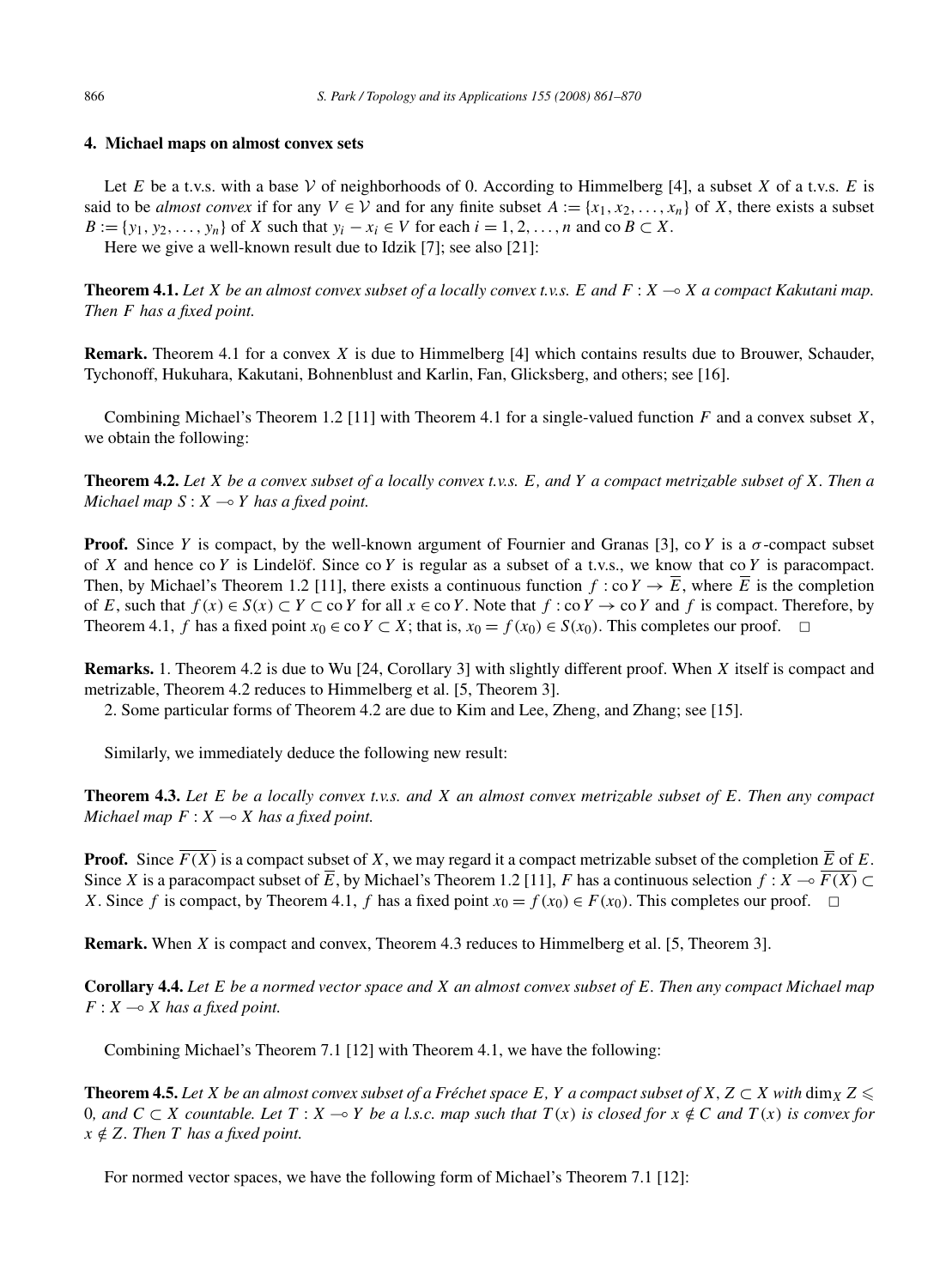## 4. Michael maps on almost convex sets

Let $E$ be a t.v.s. with a base $\mathcal{V}$ of neighborhoods of 0. According to Himmelberg [4], a subset $X$ of a t.v.s. $E$ is said to be *almost convex* if for any $V \in \mathcal{V}$ and for any finite subset $A := \{x_1, x_2, \ldots, x_n\}$ of $X$, there exists a subset $B := \{y_1, y_2, \ldots, y_n\}$ of $X$ such that $y_i - x_i \in V$ for each $i = 1, 2, \ldots, n$ and $\operatorname{co} B \subset X$.

Here we give a well-known result due to Idzik [7]; see also [21]:

**Theorem 4.1.** *Let $X$ be an almost convex subset of a locally convex t.v.s. $E$ and $F : X \multimap X$ a compact Kakutani map. Then $F$ has a fixed point.*

**Remark.** Theorem 4.1 for a convex $X$ is due to Himmelberg [4] which contains results due to Brouwer, Schauder, Tychonoff, Hukuhara, Kakutani, Bohnenblust and Karlin, Fan, Glicksberg, and others; see [16].

Combining Michael's Theorem 1.2 [11] with Theorem 4.1 for a single-valued function $F$ and a convex subset $X$, we obtain the following:

**Theorem 4.2.** *Let $X$ be a convex subset of a locally convex t.v.s. $E$, and $Y$ a compact metrizable subset of $X$. Then a Michael map $S : X \multimap Y$ has a fixed point.*

**Proof.** Since $Y$ is compact, by the well-known argument of Fournier and Granas [3], $\operatorname{co} Y$ is a $\sigma$-compact subset of $X$ and hence $\operatorname{co} Y$ is Lindelöf. Since $\operatorname{co} Y$ is regular as a subset of a t.v.s., we know that $\operatorname{co} Y$ is paracompact. Then, by Michael's Theorem 1.2 [11], there exists a continuous function $f : \operatorname{co} Y \to \overline{E}$, where $\overline{E}$ is the completion of $E$, such that $f(x) \in S(x) \subset Y \subset \operatorname{co} Y$ for all $x \in \operatorname{co} Y$. Note that $f : \operatorname{co} Y \to \operatorname{co} Y$ and $f$ is compact. Therefore, by Theorem 4.1, $f$ has a fixed point $x_0 \in \operatorname{co} Y \subset X$; that is, $x_0 = f(x_0) \in S(x_0)$. This completes our proof. $\square$

**Remarks.** 1. Theorem 4.2 is due to Wu [24, Corollary 3] with slightly different proof. When $X$ itself is compact and metrizable, Theorem 4.2 reduces to Himmelberg et al. [5, Theorem 3].

2. Some particular forms of Theorem 4.2 are due to Kim and Lee, Zheng, and Zhang; see [15].

Similarly, we immediately deduce the following new result:

**Theorem 4.3.** *Let $E$ be a locally convex t.v.s. and $X$ an almost convex metrizable subset of $E$. Then any compact Michael map $F : X \multimap X$ has a fixed point.*

**Proof.** Since $\overline{F(X)}$ is a compact subset of $X$, we may regard it a compact metrizable subset of the completion $\overline{E}$ of $E$. Since $X$ is a paracompact subset of $\overline{E}$, by Michael's Theorem 1.2 [11], $F$ has a continuous selection $f : X \multimap \overline{F(X)} \subset X$. Since $f$ is compact, by Theorem 4.1, $f$ has a fixed point $x_0 = f(x_0) \in F(x_0)$. This completes our proof. $\square$

**Remark.** When $X$ is compact and convex, Theorem 4.3 reduces to Himmelberg et al. [5, Theorem 3].

**Corollary 4.4.** *Let $E$ be a normed vector space and $X$ an almost convex subset of $E$. Then any compact Michael map $F : X \multimap X$ has a fixed point.*

Combining Michael's Theorem 7.1 [12] with Theorem 4.1, we have the following:

**Theorem 4.5.** *Let $X$ be an almost convex subset of a Fréchet space $E$, $Y$ a compact subset of $X$, $Z \subset X$ with $\dim_X Z \leqslant 0$, and $C \subset X$ countable. Let $T : X \multimap Y$ be a l.s.c. map such that $T(x)$ is closed for $x \notin C$ and $T(x)$ is convex for $x \notin Z$. Then $T$ has a fixed point.*

For normed vector spaces, we have the following form of Michael's Theorem 7.1 [12]: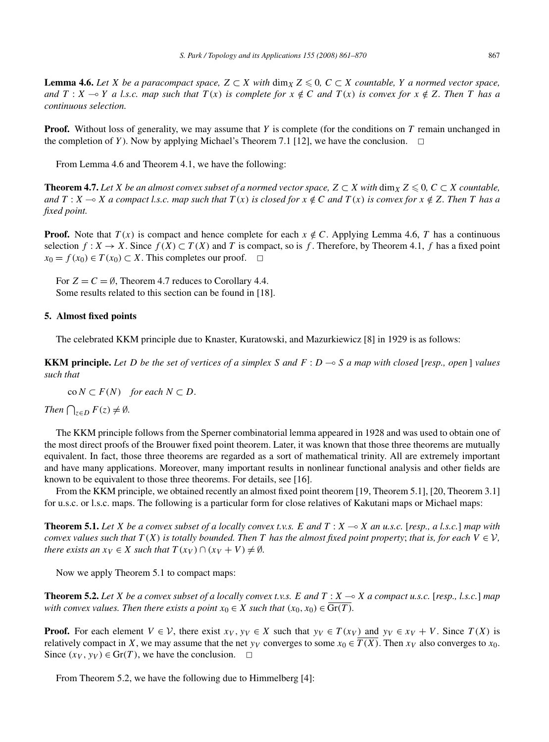**Lemma 4.6.** *Let $X$ be a paracompact space, $Z \subset X$ with $\dim_X Z \leqslant 0$, $C \subset X$ countable, $Y$ a normed vector space, and $T : X \multimap Y$ a l.s.c. map such that $T(x)$ is complete for $x \notin C$ and $T(x)$ is convex for $x \notin Z$. Then $T$ has a continuous selection.*

**Proof.** Without loss of generality, we may assume that $Y$ is complete (for the conditions on $T$ remain unchanged in the completion of $Y$). Now by applying Michael's Theorem 7.1 [12], we have the conclusion. $\square$

From Lemma 4.6 and Theorem 4.1, we have the following:

**Theorem 4.7.** *Let $X$ be an almost convex subset of a normed vector space, $Z \subset X$ with $\dim_X Z \leqslant 0$, $C \subset X$ countable, and $T : X \multimap X$ a compact l.s.c. map such that $T(x)$ is closed for $x \notin C$ and $T(x)$ is convex for $x \notin Z$. Then $T$ has a fixed point.*

**Proof.** Note that $T(x)$ is compact and hence complete for each $x \notin C$. Applying Lemma 4.6, $T$ has a continuous selection $f : X \to X$. Since $f(X) \subset T(X)$ and $T$ is compact, so is $f$. Therefore, by Theorem 4.1, $f$ has a fixed point $x_0 = f(x_0) \in T(x_0) \subset X$. This completes our proof. $\square$

For $Z = C = \emptyset$, Theorem 4.7 reduces to Corollary 4.4.

Some results related to this section can be found in [18].

## 5. Almost fixed points

The celebrated KKM principle due to Knaster, Kuratowski, and Mazurkiewicz [8] in 1929 is as follows:

**KKM principle.** *Let $D$ be the set of vertices of a simplex $S$ and $F : D \multimap S$ a map with closed* [*resp., open*] *values such that*

$$\operatorname{co} N \subset F(N) \quad \text{for each } N \subset D.$$

*Then $\bigcap_{z \in D} F(z) \neq \emptyset$.*

The KKM principle follows from the Sperner combinatorial lemma appeared in 1928 and was used to obtain one of the most direct proofs of the Brouwer fixed point theorem. Later, it was known that those three theorems are mutually equivalent. In fact, those three theorems are regarded as a sort of mathematical trinity. All are extremely important and have many applications. Moreover, many important results in nonlinear functional analysis and other fields are known to be equivalent to those three theorems. For details, see [16].

From the KKM principle, we obtained recently an almost fixed point theorem [19, Theorem 5.1], [20, Theorem 3.1] for u.s.c. or l.s.c. maps. The following is a particular form for close relatives of Kakutani maps or Michael maps:

**Theorem 5.1.** *Let $X$ be a convex subset of a locally convex t.v.s. $E$ and $T : X \multimap X$ an u.s.c.* [*resp., a l.s.c.*] *map with convex values such that $T(X)$ is totally bounded. Then $T$ has the almost fixed point property*; *that is, for each $V \in \mathcal{V}$, there exists an $x_V \in X$ such that $T(x_V) \cap (x_V + V) \neq \emptyset$.*

Now we apply Theorem 5.1 to compact maps:

**Theorem 5.2.** *Let $X$ be a convex subset of a locally convex t.v.s. $E$ and $T : X \multimap X$ a compact u.s.c.* [*resp., l.s.c.*] *map with convex values. Then there exists a point $x_0 \in X$ such that $(x_0, x_0) \in \overline{\mathrm{Gr}(T)}$.*

**Proof.** For each element $V \in \mathcal{V}$, there exist $x_V, y_V \in X$ such that $y_V \in T(x_V)$ and $y_V \in x_V + V$. Since $T(X)$ is relatively compact in $X$, we may assume that the net $y_V$ converges to some $x_0 \in \overline{T(X)}$. Then $x_V$ also converges to $x_0$. Since $(x_V, y_V) \in \mathrm{Gr}(T)$, we have the conclusion. $\square$

From Theorem 5.2, we have the following due to Himmelberg [4]: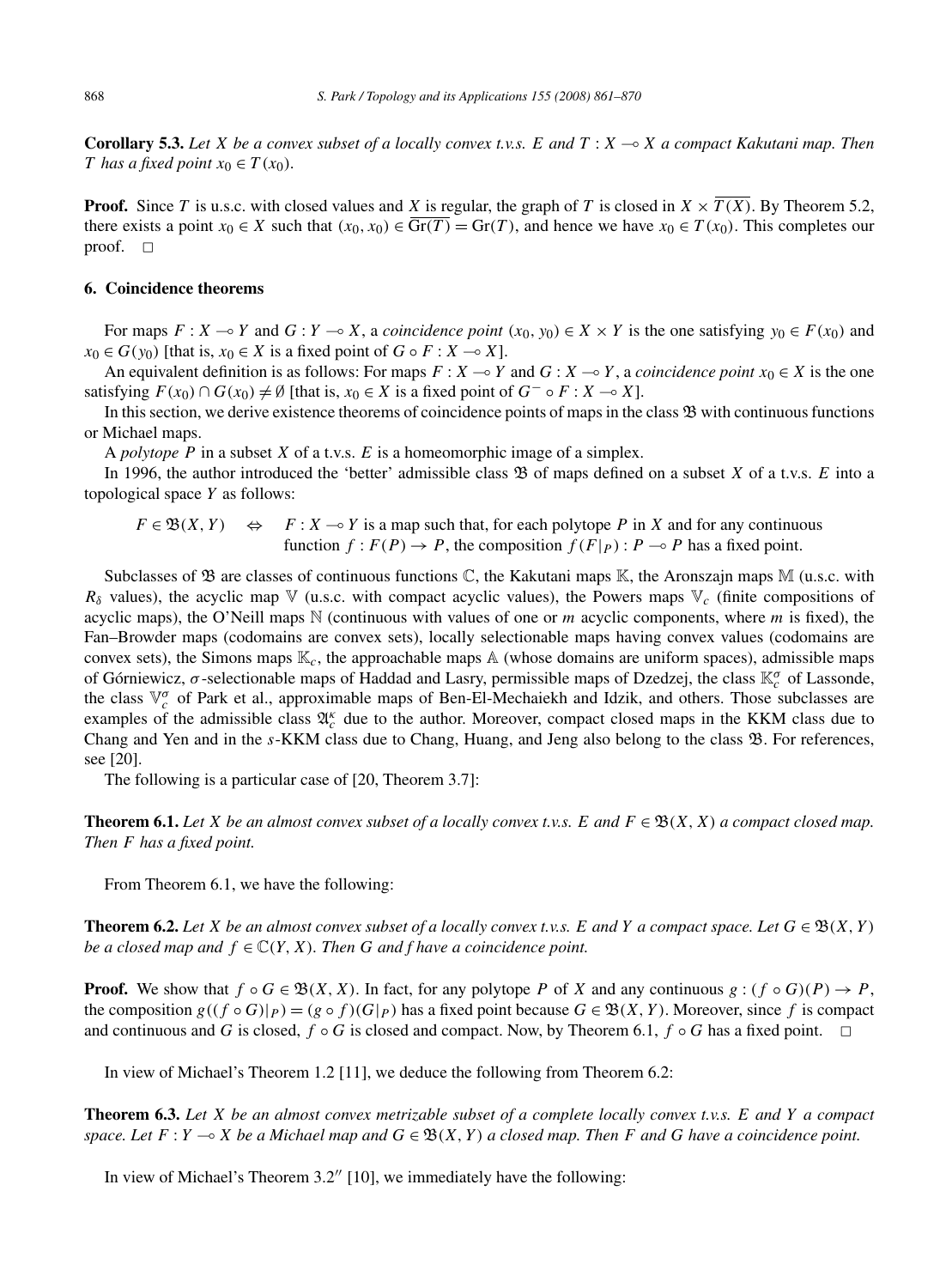**Corollary 5.3.** *Let $X$ be a convex subset of a locally convex t.v.s. $E$ and $T : X \multimap X$ a compact Kakutani map. Then $T$ has a fixed point $x_0 \in T(x_0)$.*

**Proof.** Since $T$ is u.s.c. with closed values and $X$ is regular, the graph of $T$ is closed in $X \times \overline{T(X)}$. By Theorem 5.2, there exists a point $x_0 \in X$ such that $(x_0, x_0) \in \overline{\mathrm{Gr}(T)} = \mathrm{Gr}(T)$, and hence we have $x_0 \in T(x_0)$. This completes our proof. $\square$

## 6. Coincidence theorems

For maps $F : X \multimap Y$ and $G : Y \multimap X$, a *coincidence point* $(x_0, y_0) \in X \times Y$ is the one satisfying $y_0 \in F(x_0)$ and $x_0 \in G(y_0)$ [that is, $x_0 \in X$ is a fixed point of $G \circ F : X \multimap X$].

An equivalent definition is as follows: For maps $F : X \multimap Y$ and $G : X \multimap Y$, a *coincidence point* $x_0 \in X$ is the one satisfying $F(x_0) \cap G(x_0) \neq \emptyset$ [that is, $x_0 \in X$ is a fixed point of $G^- \circ F : X \multimap X$].

In this section, we derive existence theorems of coincidence points of maps in the class $\mathfrak{B}$ with continuous functions or Michael maps.

A *polytope* $P$ in a subset $X$ of a t.v.s. $E$ is a homeomorphic image of a simplex.

In 1996, the author introduced the 'better' admissible class $\mathfrak{B}$ of maps defined on a subset $X$ of a t.v.s. $E$ into a topological space $Y$ as follows:

$$F \in \mathfrak{B}(X, Y) \quad \Leftrightarrow \quad F : X \multimap Y \text{ is a map such that, for each polytope } P \text{ in } X \text{ and for any continuous function } f : F(P) \to P, \text{ the composition } f(F|_P) : P \multimap P \text{ has a fixed point.}$$

Subclasses of $\mathfrak{B}$ are classes of continuous functions $\mathbb{C}$, the Kakutani maps $\mathbb{K}$, the Aronszajn maps $\mathbb{M}$ (u.s.c. with $R_\delta$ values), the acyclic map $\mathbb{V}$ (u.s.c. with compact acyclic values), the Powers maps $\mathbb{V}_c$ (finite compositions of acyclic maps), the O'Neill maps $\mathbb{N}$ (continuous with values of one or $m$ acyclic components, where $m$ is fixed), the Fan–Browder maps (codomains are convex sets), locally selectionable maps having convex values (codomains are convex sets), the Simons maps $\mathbb{K}_c$, the approachable maps $\mathbb{A}$ (whose domains are uniform spaces), admissible maps of Górniewicz, $\sigma$-selectionable maps of Haddad and Lasry, permissible maps of Dzedzej, the class $\mathbb{K}_c^\sigma$ of Lassonde, the class $\mathbb{V}_c^\sigma$ of Park et al., approximable maps of Ben-El-Mechaiekh and Idzik, and others. Those subclasses are examples of the admissible class $\mathfrak{A}_c^\kappa$ due to the author. Moreover, compact closed maps in the KKM class due to Chang and Yen and in the $s$-KKM class due to Chang, Huang, and Jeng also belong to the class $\mathfrak{B}$. For references, see [20].

The following is a particular case of [20, Theorem 3.7]:

**Theorem 6.1.** *Let $X$ be an almost convex subset of a locally convex t.v.s. $E$ and $F \in \mathfrak{B}(X, X)$ a compact closed map. Then $F$ has a fixed point.*

From Theorem 6.1, we have the following:

**Theorem 6.2.** *Let $X$ be an almost convex subset of a locally convex t.v.s. $E$ and $Y$ a compact space. Let $G \in \mathfrak{B}(X, Y)$ be a closed map and $f \in \mathbb{C}(Y, X)$. Then $G$ and $f$ have a coincidence point.*

**Proof.** We show that $f \circ G \in \mathfrak{B}(X, X)$. In fact, for any polytope $P$ of $X$ and any continuous $g : (f \circ G)(P) \to P$, the composition $g((f \circ G)|_P) = (g \circ f)(G|_P)$ has a fixed point because $G \in \mathfrak{B}(X, Y)$. Moreover, since $f$ is compact and continuous and $G$ is closed, $f \circ G$ is closed and compact. Now, by Theorem 6.1, $f \circ G$ has a fixed point. $\square$

In view of Michael's Theorem 1.2 [11], we deduce the following from Theorem 6.2:

**Theorem 6.3.** *Let $X$ be an almost convex metrizable subset of a complete locally convex t.v.s. $E$ and $Y$ a compact space. Let $F : Y \multimap X$ be a Michael map and $G \in \mathfrak{B}(X, Y)$ a closed map. Then $F$ and $G$ have a coincidence point.*

In view of Michael's Theorem 3.2″ [10], we immediately have the following: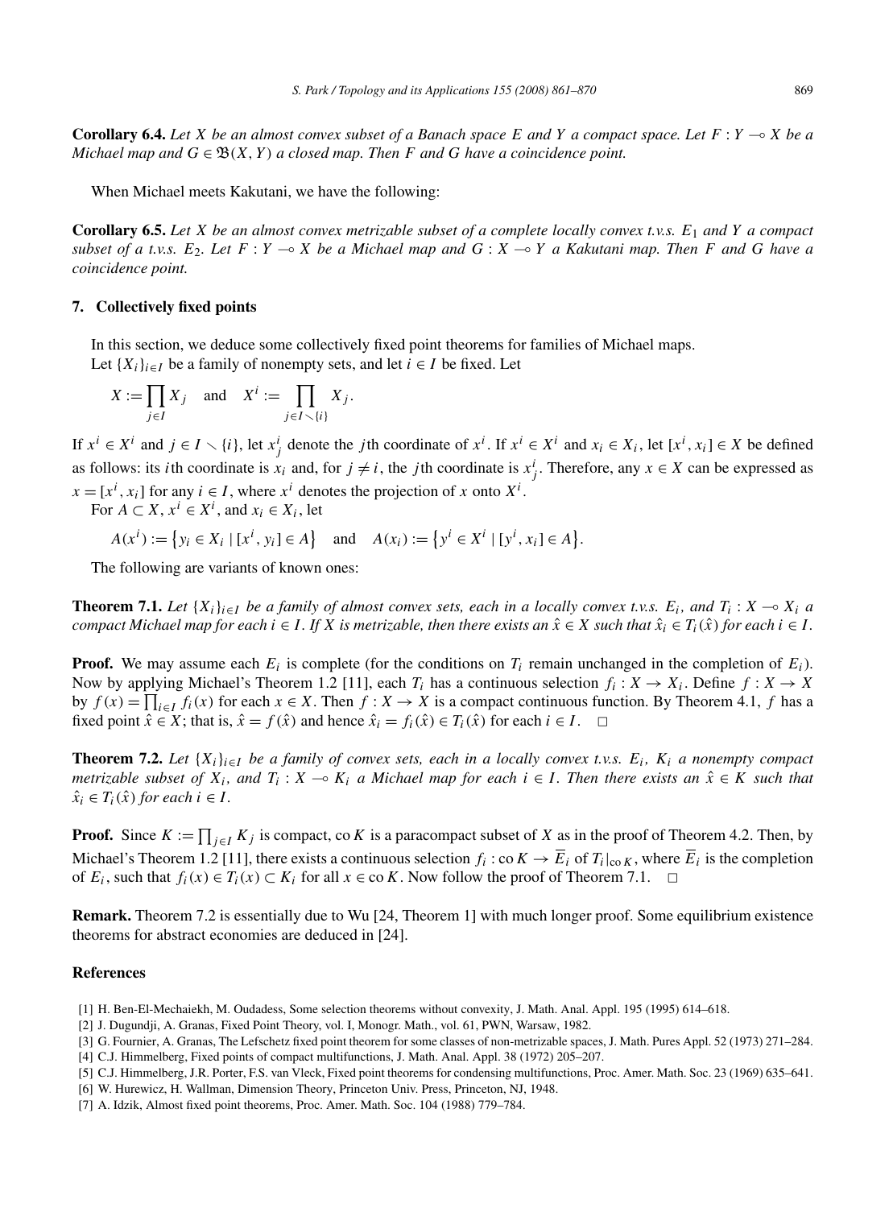**Corollary 6.4.** *Let $X$ be an almost convex subset of a Banach space $E$ and $Y$ a compact space. Let $F : Y \multimap X$ be a Michael map and $G \in \mathfrak{B}(X, Y)$ a closed map. Then $F$ and $G$ have a coincidence point.*

When Michael meets Kakutani, we have the following:

**Corollary 6.5.** *Let $X$ be an almost convex metrizable subset of a complete locally convex t.v.s. $E_1$ and $Y$ a compact subset of a t.v.s. $E_2$. Let $F : Y \multimap X$ be a Michael map and $G : X \multimap Y$ a Kakutani map. Then $F$ and $G$ have a coincidence point.*

## 7. Collectively fixed points

In this section, we deduce some collectively fixed point theorems for families of Michael maps.

Let $\{X_i\}_{i\in I}$ be a family of nonempty sets, and let $i \in I$ be fixed. Let

$$X := \prod_{j\in I} X_j \quad \text{and} \quad X^i := \prod_{j\in I\setminus\{i\}} X_j.$$

If $x^i \in X^i$ and $j \in I \setminus \{i\}$, let $x^i_j$ denote the $j$th coordinate of $x^i$. If $x^i \in X^i$ and $x_i \in X_i$, let $[x^i, x_i] \in X$ be defined as follows: its $i$th coordinate is $x_i$ and, for $j \neq i$, the $j$th coordinate is $x^i_j$. Therefore, any $x \in X$ can be expressed as $x = [x^i, x_i]$ for any $i \in I$, where $x^i$ denotes the projection of $x$ onto $X^i$.

For $A \subset X$, $x^i \in X^i$, and $x_i \in X_i$, let

$$A(x^i) := \{y_i \in X_i \mid [x^i, y_i] \in A\} \quad \text{and} \quad A(x_i) := \{y^i \in X^i \mid [y^i, x_i] \in A\}.$$

The following are variants of known ones:

**Theorem 7.1.** *Let $\{X_i\}_{i\in I}$ be a family of almost convex sets, each in a locally convex t.v.s. $E_i$, and $T_i : X \multimap X_i$ a compact Michael map for each $i \in I$. If $X$ is metrizable, then there exists an $\hat{x} \in X$ such that $\hat{x}_i \in T_i(\hat{x})$ for each $i \in I$.*

**Proof.** We may assume each $E_i$ is complete (for the conditions on $T_i$ remain unchanged in the completion of $E_i$). Now by applying Michael's Theorem 1.2 [11], each $T_i$ has a continuous selection $f_i : X \to X_i$. Define $f : X \to X$ by $f(x) = \prod_{i\in I} f_i(x)$ for each $x \in X$. Then $f : X \to X$ is a compact continuous function. By Theorem 4.1, $f$ has a fixed point $\hat{x} \in X$; that is, $\hat{x} = f(\hat{x})$ and hence $\hat{x}_i = f_i(\hat{x}) \in T_i(\hat{x})$ for each $i \in I$. $\square$

**Theorem 7.2.** *Let $\{X_i\}_{i\in I}$ be a family of convex sets, each in a locally convex t.v.s. $E_i$, $K_i$ a nonempty compact metrizable subset of $X_i$, and $T_i : X \multimap K_i$ a Michael map for each $i \in I$. Then there exists an $\hat{x} \in K$ such that $\hat{x}_i \in T_i(\hat{x})$ for each $i \in I$.*

**Proof.** Since $K := \prod_{j\in I} K_j$ is compact, $\operatorname{co} K$ is a paracompact subset of $X$ as in the proof of Theorem 4.2. Then, by Michael's Theorem 1.2 [11], there exists a continuous selection $f_i : \operatorname{co} K \to \overline{E}_i$ of $T_i|_{\operatorname{co} K}$, where $\overline{E}_i$ is the completion of $E_i$, such that $f_i(x) \in T_i(x) \subset K_i$ for all $x \in \operatorname{co} K$. Now follow the proof of Theorem 7.1. $\square$

**Remark.** Theorem 7.2 is essentially due to Wu [24, Theorem 1] with much longer proof. Some equilibrium existence theorems for abstract economies are deduced in [24].

## References

[1] H. Ben-El-Mechaiekh, M. Oudadess, Some selection theorems without convexity, J. Math. Anal. Appl. 195 (1995) 614–618.

[2] J. Dugundji, A. Granas, Fixed Point Theory, vol. I, Monogr. Math., vol. 61, PWN, Warsaw, 1982.

[3] G. Fournier, A. Granas, The Lefschetz fixed point theorem for some classes of non-metrizable spaces, J. Math. Pures Appl. 52 (1973) 271–284.

[4] C.J. Himmelberg, Fixed points of compact multifunctions, J. Math. Anal. Appl. 38 (1972) 205–207.

[5] C.J. Himmelberg, J.R. Porter, F.S. van Vleck, Fixed point theorems for condensing multifunctions, Proc. Amer. Math. Soc. 23 (1969) 635–641.

[6] W. Hurewicz, H. Wallman, Dimension Theory, Princeton Univ. Press, Princeton, NJ, 1948.

[7] A. Idzik, Almost fixed point theorems, Proc. Amer. Math. Soc. 104 (1988) 779–784.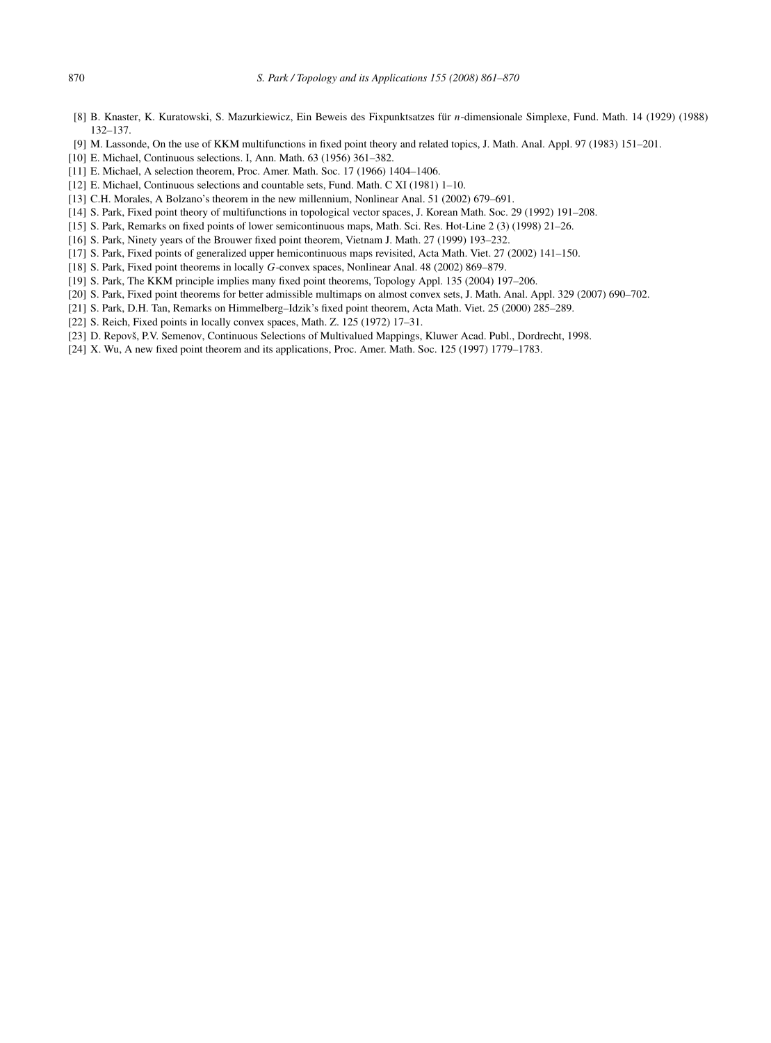[8] B. Knaster, K. Kuratowski, S. Mazurkiewicz, Ein Beweis des Fixpunktsatzes für $n$-dimensionale Simplexe, Fund. Math. 14 (1929) (1988) 132–137.

[9] M. Lassonde, On the use of KKM multifunctions in fixed point theory and related topics, J. Math. Anal. Appl. 97 (1983) 151–201.

[10] E. Michael, Continuous selections. I, Ann. Math. 63 (1956) 361–382.

[11] E. Michael, A selection theorem, Proc. Amer. Math. Soc. 17 (1966) 1404–1406.

[12] E. Michael, Continuous selections and countable sets, Fund. Math. C XI (1981) 1–10.

[13] C.H. Morales, A Bolzano's theorem in the new millennium, Nonlinear Anal. 51 (2002) 679–691.

[14] S. Park, Fixed point theory of multifunctions in topological vector spaces, J. Korean Math. Soc. 29 (1992) 191–208.

[15] S. Park, Remarks on fixed points of lower semicontinuous maps, Math. Sci. Res. Hot-Line 2 (3) (1998) 21–26.

[16] S. Park, Ninety years of the Brouwer fixed point theorem, Vietnam J. Math. 27 (1999) 193–232.

[17] S. Park, Fixed points of generalized upper hemicontinuous maps revisited, Acta Math. Viet. 27 (2002) 141–150.

[18] S. Park, Fixed point theorems in locally $G$-convex spaces, Nonlinear Anal. 48 (2002) 869–879.

[19] S. Park, The KKM principle implies many fixed point theorems, Topology Appl. 135 (2004) 197–206.

[20] S. Park, Fixed point theorems for better admissible multimaps on almost convex sets, J. Math. Anal. Appl. 329 (2007) 690–702.

[21] S. Park, D.H. Tan, Remarks on Himmelberg–Idzik's fixed point theorem, Acta Math. Viet. 25 (2000) 285–289.

[22] S. Reich, Fixed points in locally convex spaces, Math. Z. 125 (1972) 17–31.

[23] D. Repovš, P.V. Semenov, Continuous Selections of Multivalued Mappings, Kluwer Acad. Publ., Dordrecht, 1998.

[24] X. Wu, A new fixed point theorem and its applications, Proc. Amer. Math. Soc. 125 (1997) 1779–1783.